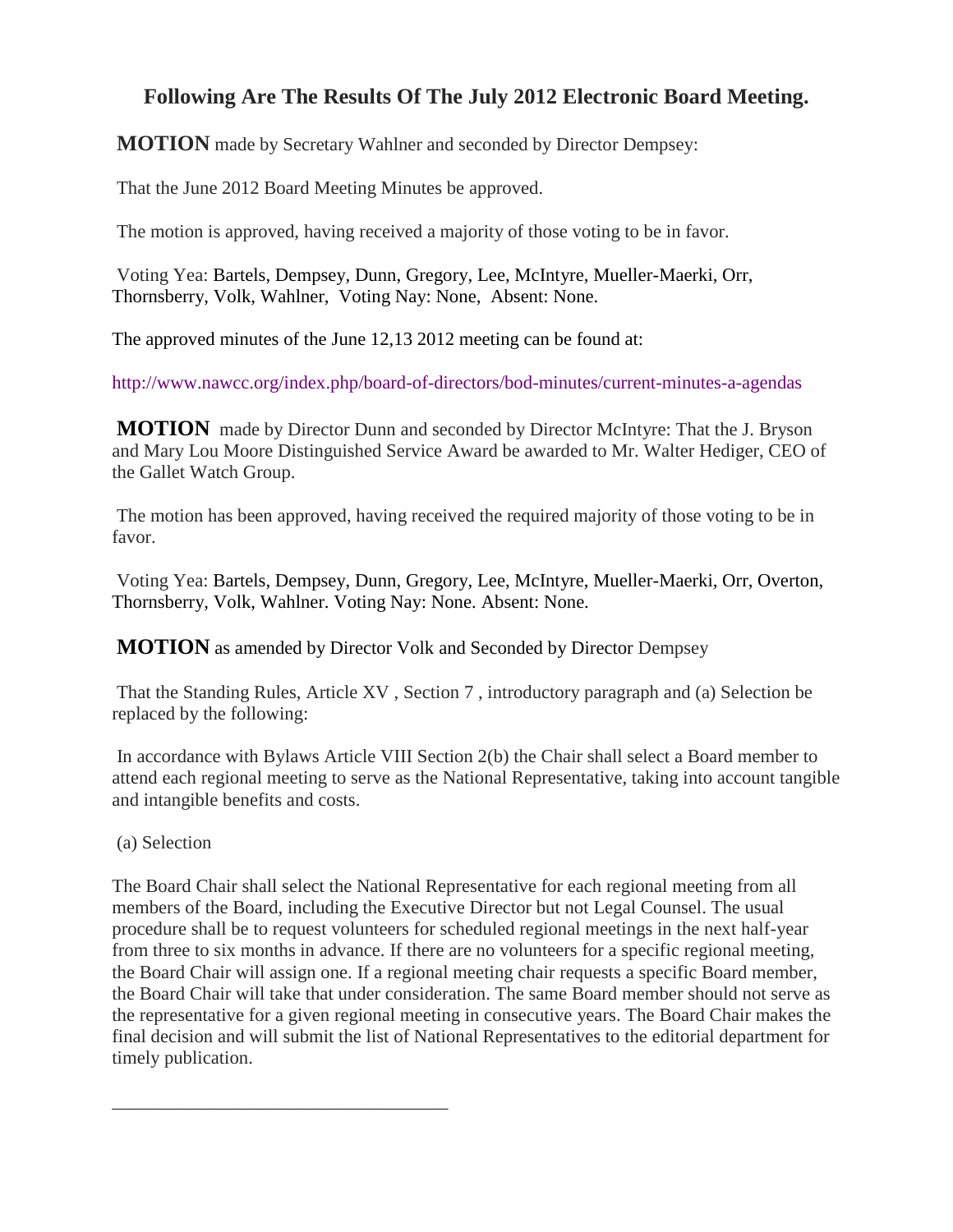## Following Are The Results Of The July 2012 Electronic Board Meeting.

**MOTION** made by Secretary Wahlner and seconded by Director Dempsey:

That the June 2012 Board Meeting Minutes be approved.

The motion is approved, having received a majority of those voting to be in favor.

Voting Yea: Bartels, Dempsey, Dunn, Gregory, Lee, McIntyre, Mueller-Maerki, Orr, Thornsberry, Volk, Wahlner, Voting Nay: None, Absent: None.

The approved minutes of the June 12,13 2012 meeting can be found at:

http://www.nawcc.org/index.php/board-of-directors/bod-minutes/current-minutes-a-agendas

**MOTION** made by Director Dunn and seconded by Director McIntyre: That the J. Bryson and Mary Lou Moore Distinguished Service Award be awarded to Mr. Walter Hediger, CEO of the Gallet Watch Group.

The motion has been approved, having received the required majority of those voting to be in favor.

Voting Yea: Bartels, Dempsey, Dunn, Gregory, Lee, McIntyre, Mueller-Maerki, Orr, Overton, Thornsberry, Volk, Wahlner. Voting Nay: None. Absent: None.

**MOTION** as amended by Director Volk and Seconded by Director Dempsey

That the Standing Rules, Article XV , Section 7 , introductory paragraph and (a) Selection be replaced by the following:

In accordance with Bylaws Article VIII Section 2(b) the Chair shall select a Board member to attend each regional meeting to serve as the National Representative, taking into account tangible and intangible benefits and costs.

(a) Selection

The Board Chair shall select the National Representative for each regional meeting from all members of the Board, including the Executive Director but not Legal Counsel. The usual procedure shall be to request volunteers for scheduled regional meetings in the next half-year from three to six months in advance. If there are no volunteers for a specific regional meeting, the Board Chair will assign one. If a regional meeting chair requests a specific Board member, the Board Chair will take that under consideration. The same Board member should not serve as the representative for a given regional meeting in consecutive years. The Board Chair makes the final decision and will submit the list of National Representatives to the editorial department for timely publication.

___________________________________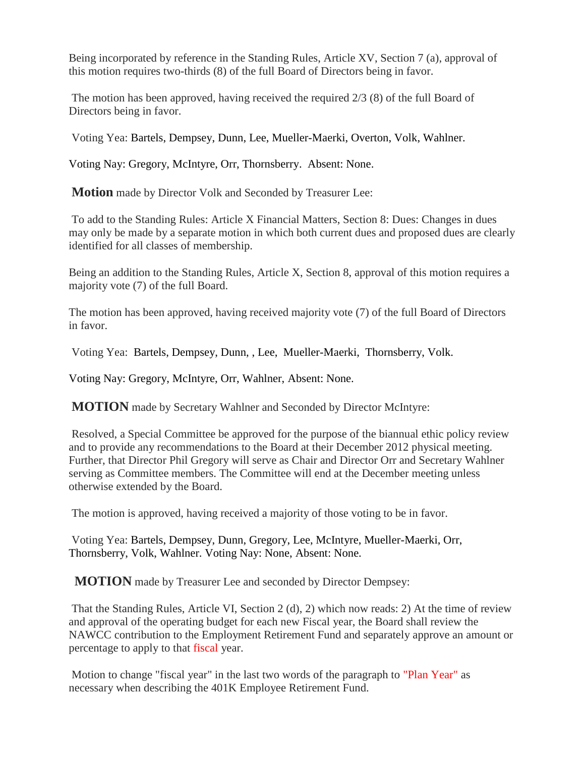Being incorporated by reference in the Standing Rules, Article XV, Section 7 (a), approval of this motion requires two-thirds (8) of the full Board of Directors being in favor.

The motion has been approved, having received the required 2/3 (8) of the full Board of Directors being in favor.

Voting Yea: Bartels, Dempsey, Dunn, Lee, Mueller-Maerki, Overton, Volk, Wahlner.

Voting Nay: Gregory, McIntyre, Orr, Thornsberry. Absent: None.

**Motion** made by Director Volk and Seconded by Treasurer Lee:

To add to the Standing Rules: Article X Financial Matters, Section 8: Dues: Changes in dues may only be made by a separate motion in which both current dues and proposed dues are clearly identified for all classes of membership.

Being an addition to the Standing Rules, Article X, Section 8, approval of this motion requires a majority vote (7) of the full Board.

The motion has been approved, having received majority vote (7) of the full Board of Directors in favor.

Voting Yea: Bartels, Dempsey, Dunn, , Lee, Mueller-Maerki, Thornsberry, Volk.

Voting Nay: Gregory, McIntyre, Orr, Wahlner, Absent: None.

**MOTION** made by Secretary Wahlner and Seconded by Director McIntyre:

Resolved, a Special Committee be approved for the purpose of the biannual ethic policy review and to provide any recommendations to the Board at their December 2012 physical meeting. Further, that Director Phil Gregory will serve as Chair and Director Orr and Secretary Wahlner serving as Committee members. The Committee will end at the December meeting unless otherwise extended by the Board.

The motion is approved, having received a majority of those voting to be in favor.

Voting Yea: Bartels, Dempsey, Dunn, Gregory, Lee, McIntyre, Mueller-Maerki, Orr, Thornsberry, Volk, Wahlner. Voting Nay: None, Absent: None.

**MOTION** made by Treasurer Lee and seconded by Director Dempsey:

That the Standing Rules, Article VI, Section 2 (d), 2) which now reads: 2) At the time of review and approval of the operating budget for each new Fiscal year, the Board shall review the NAWCC contribution to the Employment Retirement Fund and separately approve an amount or percentage to apply to that fiscal year.

Motion to change "fiscal year" in the last two words of the paragraph to "Plan Year" as necessary when describing the 401K Employee Retirement Fund.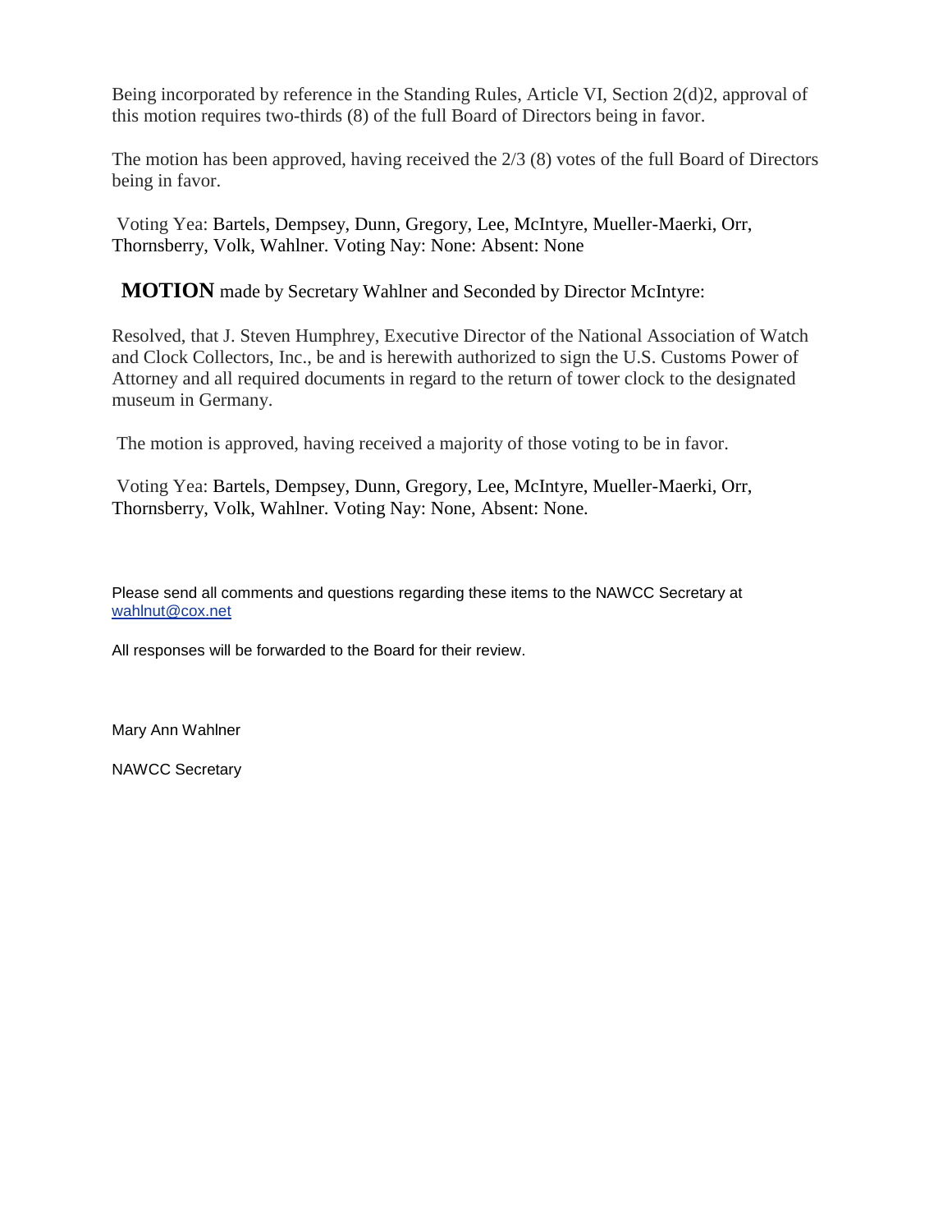Being incorporated by reference in the Standing Rules, Article VI, Section 2(d)2, approval of this motion requires two-thirds (8) of the full Board of Directors being in favor.

The motion has been approved, having received the 2/3 (8) votes of the full Board of Directors being in favor.

Voting Yea: Bartels, Dempsey, Dunn, Gregory, Lee, McIntyre, Mueller-Maerki, Orr, Thornsberry, Volk, Wahlner. Voting Nay: None: Absent: None

**MOTION** made by Secretary Wahlner and Seconded by Director McIntyre:

Resolved, that J. Steven Humphrey, Executive Director of the National Association of Watch and Clock Collectors, Inc., be and is herewith authorized to sign the U.S. Customs Power of Attorney and all required documents in regard to the return of tower clock to the designated museum in Germany.

The motion is approved, having received a majority of those voting to be in favor.

Voting Yea: Bartels, Dempsey, Dunn, Gregory, Lee, McIntyre, Mueller-Maerki, Orr, Thornsberry, Volk, Wahlner. Voting Nay: None, Absent: None.

Please send all comments and questions regarding these items to the NAWCC Secretary at [wahlnut@cox.net](mailto:wahlnut@cox.net)

All responses will be forwarded to the Board for their review.

Mary Ann Wahlner

NAWCC Secretary